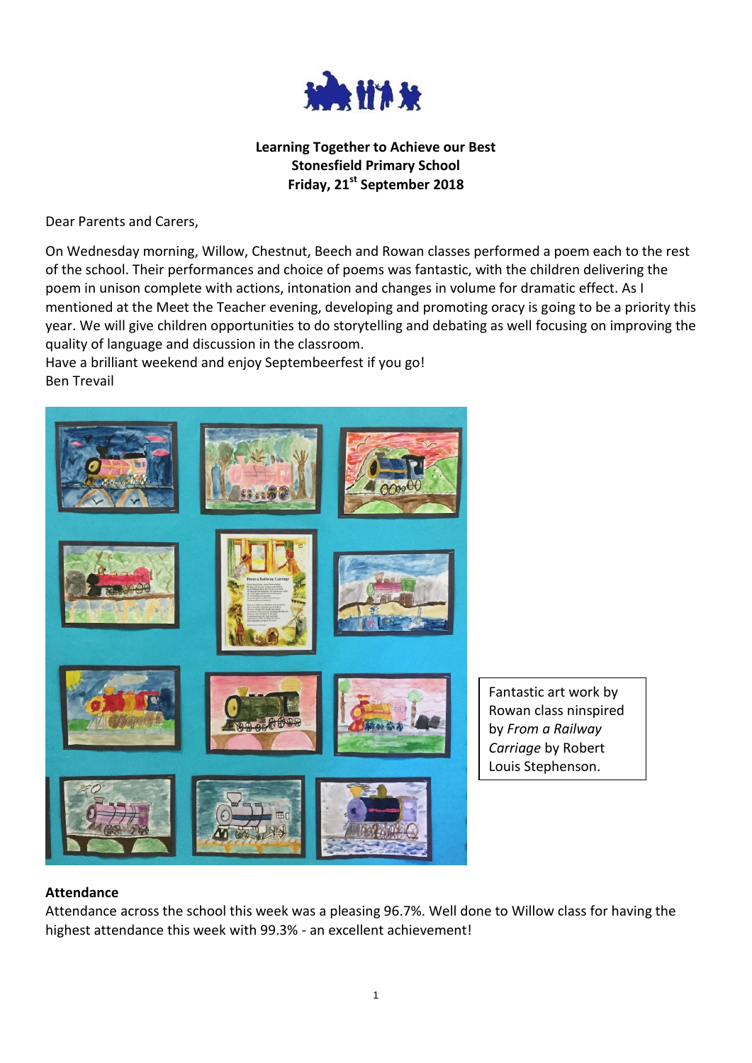**Learning Together to Achieve our Best**
**Stonesfield Primary School**
**Friday, 21st September 2018**

Dear Parents and Carers,

On Wednesday morning, Willow, Chestnut, Beech and Rowan classes performed a poem each to the rest of the school. Their performances and choice of poems was fantastic, with the children delivering the poem in unison complete with actions, intonation and changes in volume for dramatic effect. As I mentioned at the Meet the Teacher evening, developing and promoting oracy is going to be a priority this year. We will give children opportunities to do storytelling and debating as well focusing on improving the quality of language and discussion in the classroom.
Have a brilliant weekend and enjoy Septembeerfest if you go!
Ben Trevail

Fantastic art work by Rowan class ninspired by *From a Railway Carriage* by Robert Louis Stephenson.

## Attendance

Attendance across the school this week was a pleasing 96.7%. Well done to Willow class for having the highest attendance this week with 99.3% - an excellent achievement!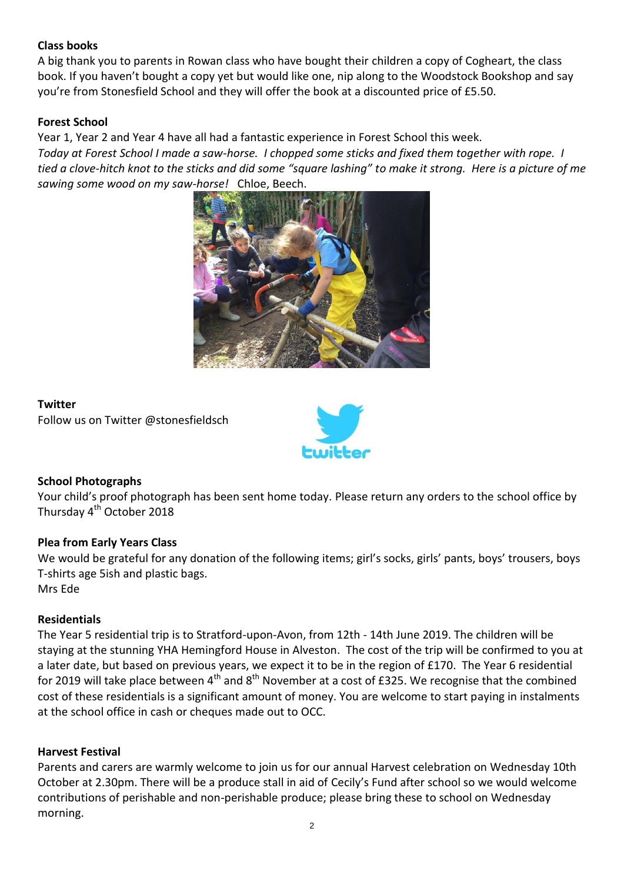**Class books**

A big thank you to parents in Rowan class who have bought their children a copy of Cogheart, the class book. If you haven't bought a copy yet but would like one, nip along to the Woodstock Bookshop and say you're from Stonesfield School and they will offer the book at a discounted price of £5.50.

**Forest School**

Year 1, Year 2 and Year 4 have all had a fantastic experience in Forest School this week.

*Today at Forest School I made a saw-horse. I chopped some sticks and fixed them together with rope. I tied a clove-hitch knot to the sticks and did some "square lashing" to make it strong. Here is a picture of me sawing some wood on my saw-horse!* Chloe, Beech.

**Twitter**

Follow us on Twitter @stonesfieldsch

**School Photographs**

Your child's proof photograph has been sent home today. Please return any orders to the school office by Thursday 4th October 2018

**Plea from Early Years Class**

We would be grateful for any donation of the following items; girl's socks, girls' pants, boys' trousers, boys T-shirts age 5ish and plastic bags.

Mrs Ede

**Residentials**

The Year 5 residential trip is to Stratford-upon-Avon, from 12th - 14th June 2019. The children will be staying at the stunning YHA Hemingford House in Alveston. The cost of the trip will be confirmed to you at a later date, but based on previous years, we expect it to be in the region of £170. The Year 6 residential for 2019 will take place between 4th and 8th November at a cost of £325. We recognise that the combined cost of these residentials is a significant amount of money. You are welcome to start paying in instalments at the school office in cash or cheques made out to OCC.

**Harvest Festival**

Parents and carers are warmly welcome to join us for our annual Harvest celebration on Wednesday 10th October at 2.30pm. There will be a produce stall in aid of Cecily's Fund after school so we would welcome contributions of perishable and non-perishable produce; please bring these to school on Wednesday morning.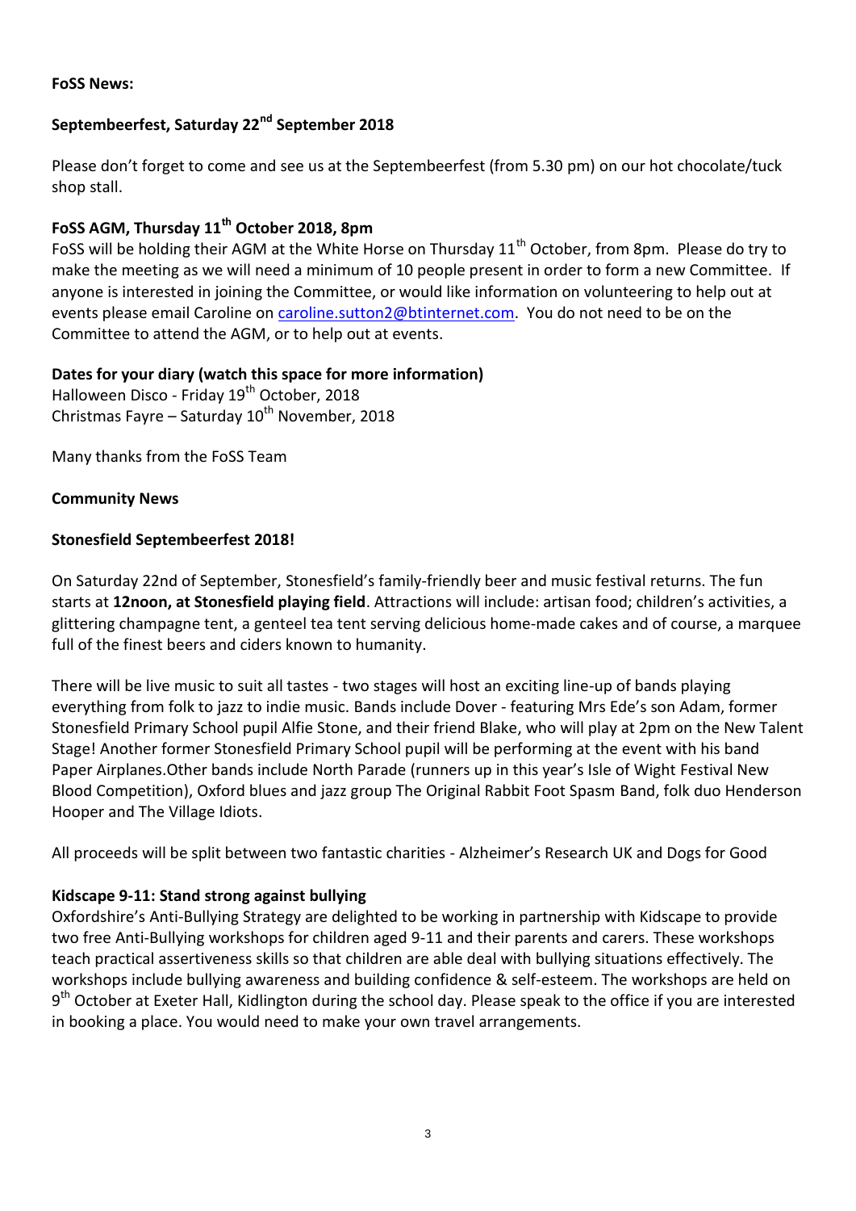**FoSS News:**

**Septembeerfest, Saturday 22nd September 2018**

Please don't forget to come and see us at the Septembeerfest (from 5.30 pm) on our hot chocolate/tuck shop stall.

**FoSS AGM, Thursday 11th October 2018, 8pm**

FoSS will be holding their AGM at the White Horse on Thursday 11th October, from 8pm. Please do try to make the meeting as we will need a minimum of 10 people present in order to form a new Committee. If anyone is interested in joining the Committee, or would like information on volunteering to help out at events please email Caroline on caroline.sutton2@btinternet.com. You do not need to be on the Committee to attend the AGM, or to help out at events.

**Dates for your diary (watch this space for more information)**

Halloween Disco - Friday 19th October, 2018
Christmas Fayre – Saturday 10th November, 2018

Many thanks from the FoSS Team

**Community News**

**Stonesfield Septembeerfest 2018!**

On Saturday 22nd of September, Stonesfield's family-friendly beer and music festival returns. The fun starts at **12noon, at Stonesfield playing field**. Attractions will include: artisan food; children's activities, a glittering champagne tent, a genteel tea tent serving delicious home-made cakes and of course, a marquee full of the finest beers and ciders known to humanity.

There will be live music to suit all tastes - two stages will host an exciting line-up of bands playing everything from folk to jazz to indie music. Bands include Dover - featuring Mrs Ede's son Adam, former Stonesfield Primary School pupil Alfie Stone, and their friend Blake, who will play at 2pm on the New Talent Stage! Another former Stonesfield Primary School pupil will be performing at the event with his band Paper Airplanes.Other bands include North Parade (runners up in this year's Isle of Wight Festival New Blood Competition), Oxford blues and jazz group The Original Rabbit Foot Spasm Band, folk duo Henderson Hooper and The Village Idiots.

All proceeds will be split between two fantastic charities - Alzheimer's Research UK and Dogs for Good

**Kidscape 9-11: Stand strong against bullying**

Oxfordshire's Anti-Bullying Strategy are delighted to be working in partnership with Kidscape to provide two free Anti-Bullying workshops for children aged 9-11 and their parents and carers. These workshops teach practical assertiveness skills so that children are able deal with bullying situations effectively. The workshops include bullying awareness and building confidence & self-esteem. The workshops are held on 9th October at Exeter Hall, Kidlington during the school day. Please speak to the office if you are interested in booking a place. You would need to make your own travel arrangements.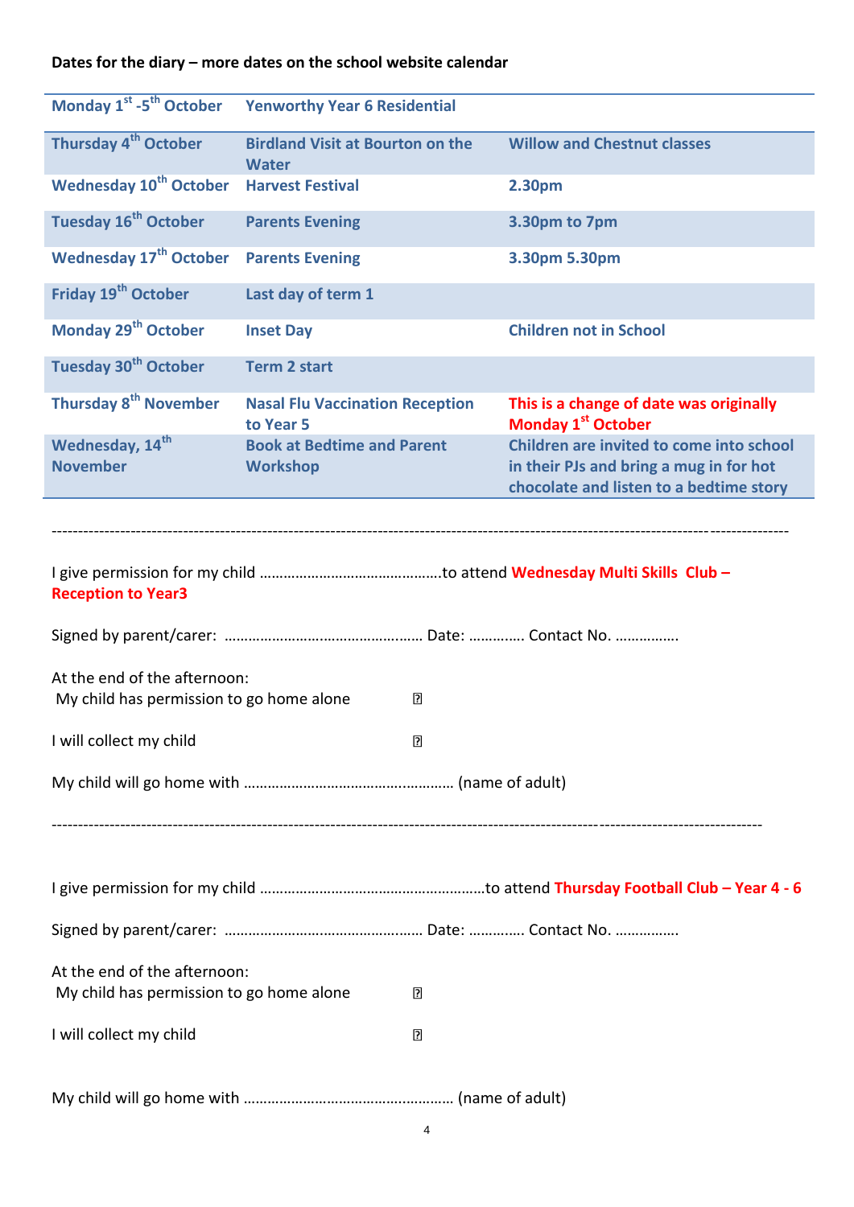**Dates for the diary – more dates on the school website calendar**

| | | |
|---|---|---|
| Monday 1st -5th October | Yenworthy Year 6 Residential | |
| Thursday 4th October | Birdland Visit at Bourton on the Water | Willow and Chestnut classes |
| Wednesday 10th October | Harvest Festival | 2.30pm |
| Tuesday 16th October | Parents Evening | 3.30pm to 7pm |
| Wednesday 17th October | Parents Evening | 3.30pm 5.30pm |
| Friday 19th October | Last day of term 1 | |
| Monday 29th October | Inset Day | Children not in School |
| Tuesday 30th October | Term 2 start | |
| Thursday 8th November | Nasal Flu Vaccination Reception to Year 5 | This is a change of date was originally Monday 1st October |
| Wednesday, 14th November | Book at Bedtime and Parent Workshop | Children are invited to come into school in their PJs and bring a mug in for hot chocolate and listen to a bedtime story |

---

I give permission for my child ……………………………………….to attend **Wednesday Multi Skills Club – Reception to Year3**

Signed by parent/carer: ………………………………………… Date: …………. Contact No. …………….

At the end of the afternoon:

My child has permission to go home alone ☐

I will collect my child ☐

My child will go home with …………………………………………… (name of adult)

---

I give permission for my child …………………………………………….to attend **Thursday Football Club – Year 4 - 6**

Signed by parent/carer: ………………………………………… Date: …………. Contact No. …………….

At the end of the afternoon:

My child has permission to go home alone ☐

I will collect my child ☐

My child will go home with …………………………………………… (name of adult)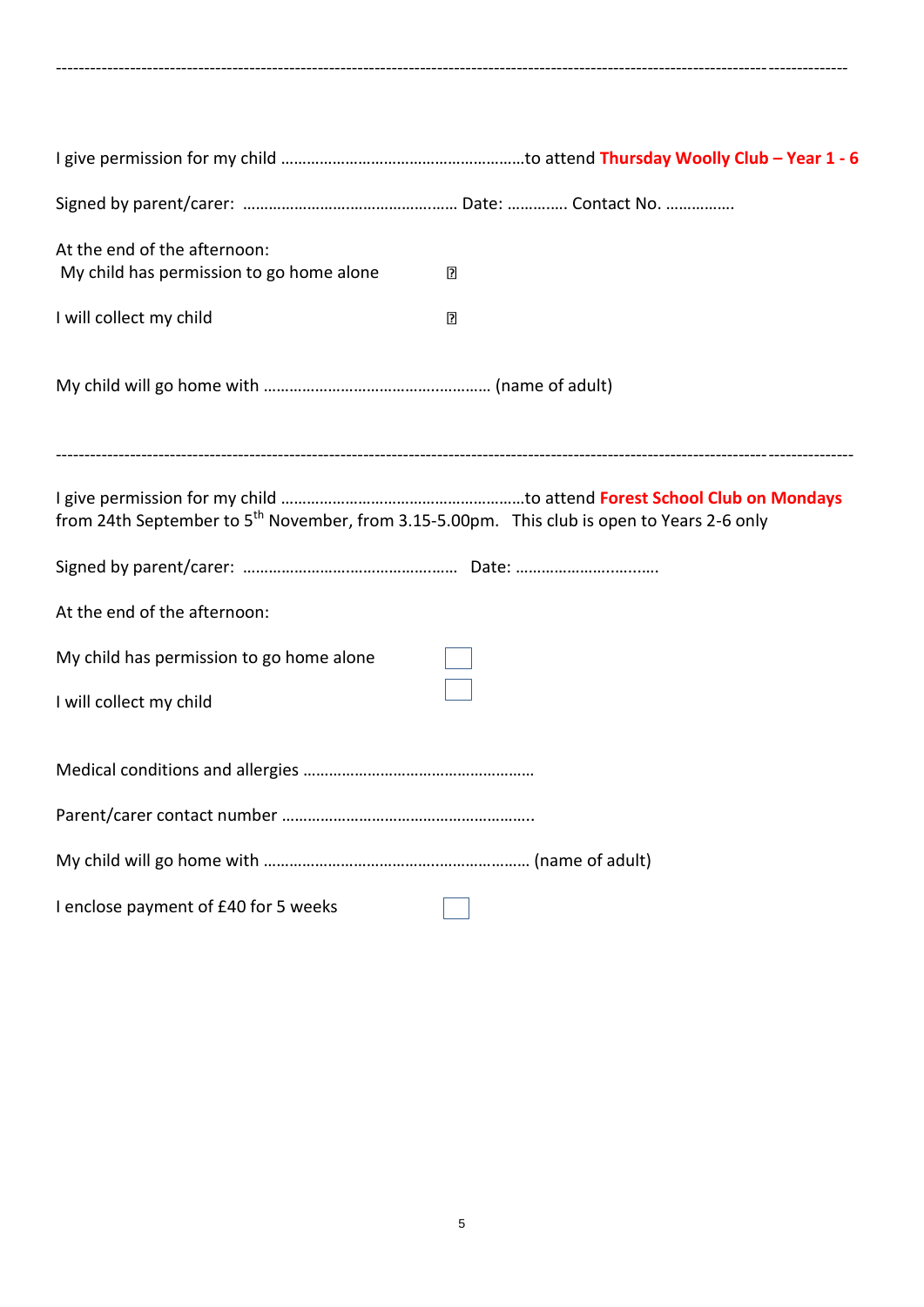---

I give permission for my child …………………………………………………to attend **Thursday Woolly Club – Year 1 - 6**

Signed by parent/carer: ………………………………………….. Date: …………. Contact No. …………….

At the end of the afternoon:
My child has permission to go home alone ☐

I will collect my child ☐

My child will go home with …………………………………………… (name of adult)

---

I give permission for my child …………………………………………………to attend **Forest School Club on Mondays** from 24th September to 5th November, from 3.15-5.00pm. This club is open to Years 2-6 only

Signed by parent/carer: ………………………………………….. Date: …………………………..

At the end of the afternoon:

My child has permission to go home alone ☐

I will collect my child ☐

Medical conditions and allergies ……………………………………………

Parent/carer contact number ………………………………………………..

My child will go home with …………………………………………………… (name of adult)

I enclose payment of £40 for 5 weeks ☐